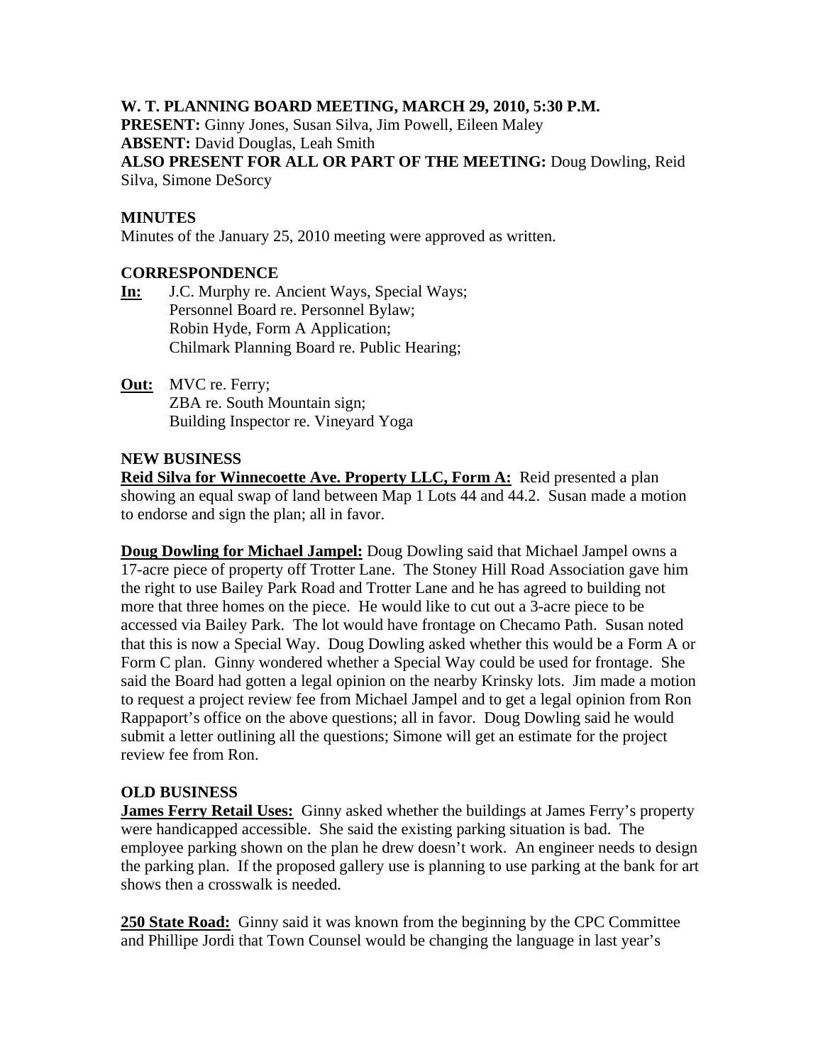**W. T. PLANNING BOARD MEETING, MARCH 29, 2010, 5:30 P.M.**
**PRESENT:** Ginny Jones, Susan Silva, Jim Powell, Eileen Maley
**ABSENT:** David Douglas, Leah Smith
**ALSO PRESENT FOR ALL OR PART OF THE MEETING:** Doug Dowling, Reid Silva, Simone DeSorcy

**MINUTES**

Minutes of the January 25, 2010 meeting were approved as written.

**CORRESPONDENCE**

**In:** J.C. Murphy re. Ancient Ways, Special Ways;
Personnel Board re. Personnel Bylaw;
Robin Hyde, Form A Application;
Chilmark Planning Board re. Public Hearing;

**Out:** MVC re. Ferry;
ZBA re. South Mountain sign;
Building Inspector re. Vineyard Yoga

**NEW BUSINESS**

**Reid Silva for Winnecoette Ave. Property LLC, Form A:** Reid presented a plan showing an equal swap of land between Map 1 Lots 44 and 44.2. Susan made a motion to endorse and sign the plan; all in favor.

**Doug Dowling for Michael Jampel:** Doug Dowling said that Michael Jampel owns a 17-acre piece of property off Trotter Lane. The Stoney Hill Road Association gave him the right to use Bailey Park Road and Trotter Lane and he has agreed to building not more that three homes on the piece. He would like to cut out a 3-acre piece to be accessed via Bailey Park. The lot would have frontage on Checamo Path. Susan noted that this is now a Special Way. Doug Dowling asked whether this would be a Form A or Form C plan. Ginny wondered whether a Special Way could be used for frontage. She said the Board had gotten a legal opinion on the nearby Krinsky lots. Jim made a motion to request a project review fee from Michael Jampel and to get a legal opinion from Ron Rappaport's office on the above questions; all in favor. Doug Dowling said he would submit a letter outlining all the questions; Simone will get an estimate for the project review fee from Ron.

**OLD BUSINESS**

**James Ferry Retail Uses:** Ginny asked whether the buildings at James Ferry's property were handicapped accessible. She said the existing parking situation is bad. The employee parking shown on the plan he drew doesn't work. An engineer needs to design the parking plan. If the proposed gallery use is planning to use parking at the bank for art shows then a crosswalk is needed.

**250 State Road:** Ginny said it was known from the beginning by the CPC Committee and Phillipe Jordi that Town Counsel would be changing the language in last year's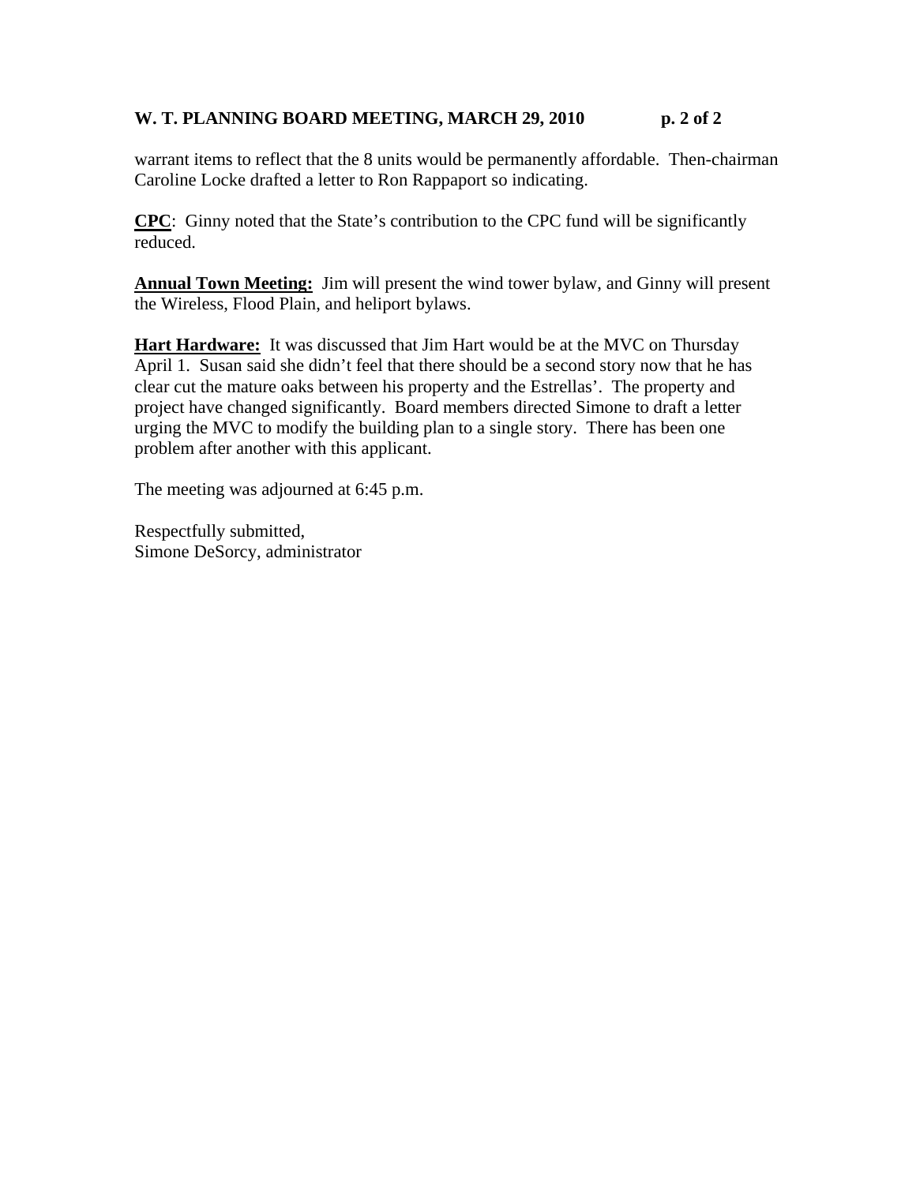warrant items to reflect that the 8 units would be permanently affordable. Then-chairman Caroline Locke drafted a letter to Ron Rappaport so indicating.

**CPC**: Ginny noted that the State's contribution to the CPC fund will be significantly reduced.

**Annual Town Meeting:** Jim will present the wind tower bylaw, and Ginny will present the Wireless, Flood Plain, and heliport bylaws.

**Hart Hardware:** It was discussed that Jim Hart would be at the MVC on Thursday April 1. Susan said she didn't feel that there should be a second story now that he has clear cut the mature oaks between his property and the Estrellas'. The property and project have changed significantly. Board members directed Simone to draft a letter urging the MVC to modify the building plan to a single story. There has been one problem after another with this applicant.

The meeting was adjourned at 6:45 p.m.

Respectfully submitted,
Simone DeSorcy, administrator